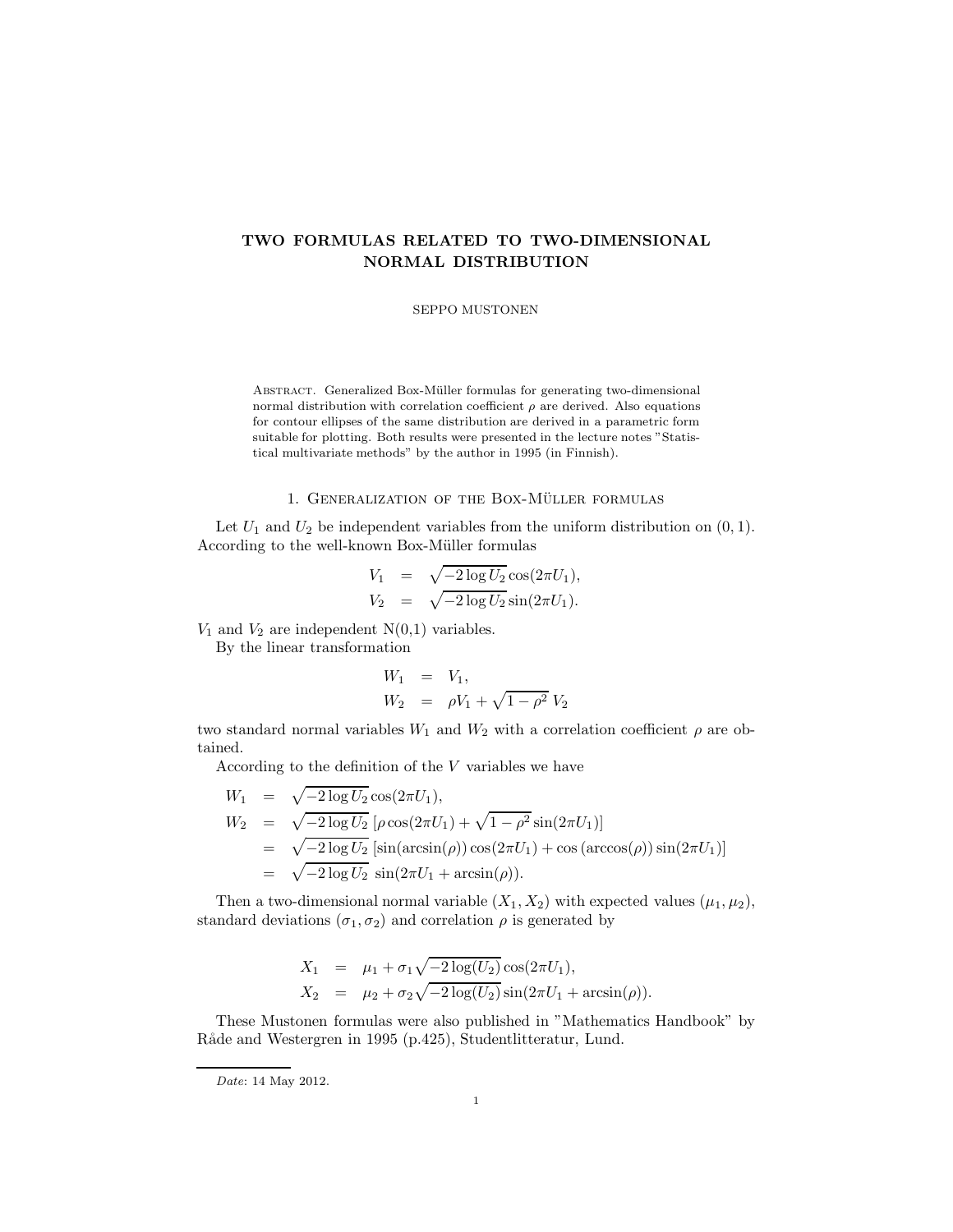# TWO FORMULAS RELATED TO TWO-DIMENSIONAL NORMAL DISTRIBUTION

SEPPO MUSTONEN

Abstract. Generalized Box-Müller formulas for generating two-dimensional normal distribution with correlation coefficient $\rho$ are derived. Also equations for contour ellipses of the same distribution are derived in a parametric form suitable for plotting. Both results were presented in the lecture notes "Statistical multivariate methods" by the author in 1995 (in Finnish).

## 1. Generalization of the Box-Müller formulas

Let $U_1$ and $U_2$ be independent variables from the uniform distribution on $(0, 1)$. According to the well-known Box-Müller formulas

$$
\begin{aligned}
V_1 &= \sqrt{-2\log U_2}\cos(2\pi U_1),\\
V_2 &= \sqrt{-2\log U_2}\sin(2\pi U_1).
\end{aligned}
$$

$V_1$ and $V_2$ are independent N(0,1) variables.

By the linear transformation

$$
\begin{aligned}
W_1 &= V_1,\\
W_2 &= \rho V_1 + \sqrt{1-\rho^2}\, V_2
\end{aligned}
$$

two standard normal variables $W_1$ and $W_2$ with a correlation coefficient $\rho$ are obtained.

According to the definition of the $V$ variables we have

$$
\begin{aligned}
W_1 &= \sqrt{-2\log U_2}\cos(2\pi U_1),\\
W_2 &= \sqrt{-2\log U_2}\,[\rho\cos(2\pi U_1) + \sqrt{1-\rho^2}\sin(2\pi U_1)]\\
&= \sqrt{-2\log U_2}\,[\sin(\arcsin(\rho))\cos(2\pi U_1) + \cos(\arccos(\rho))\sin(2\pi U_1)]\\
&= \sqrt{-2\log U_2}\ \sin(2\pi U_1 + \arcsin(\rho)).
\end{aligned}
$$

Then a two-dimensional normal variable $(X_1, X_2)$ with expected values $(\mu_1, \mu_2)$, standard deviations $(\sigma_1, \sigma_2)$ and correlation $\rho$ is generated by

$$
\begin{aligned}
X_1 &= \mu_1 + \sigma_1\sqrt{-2\log(U_2)}\cos(2\pi U_1),\\
X_2 &= \mu_2 + \sigma_2\sqrt{-2\log(U_2)}\sin(2\pi U_1 + \arcsin(\rho)).
\end{aligned}
$$

These Mustonen formulas were also published in "Mathematics Handbook" by Råde and Westergren in 1995 (p.425), Studentlitteratur, Lund.

*Date*: 14 May 2012.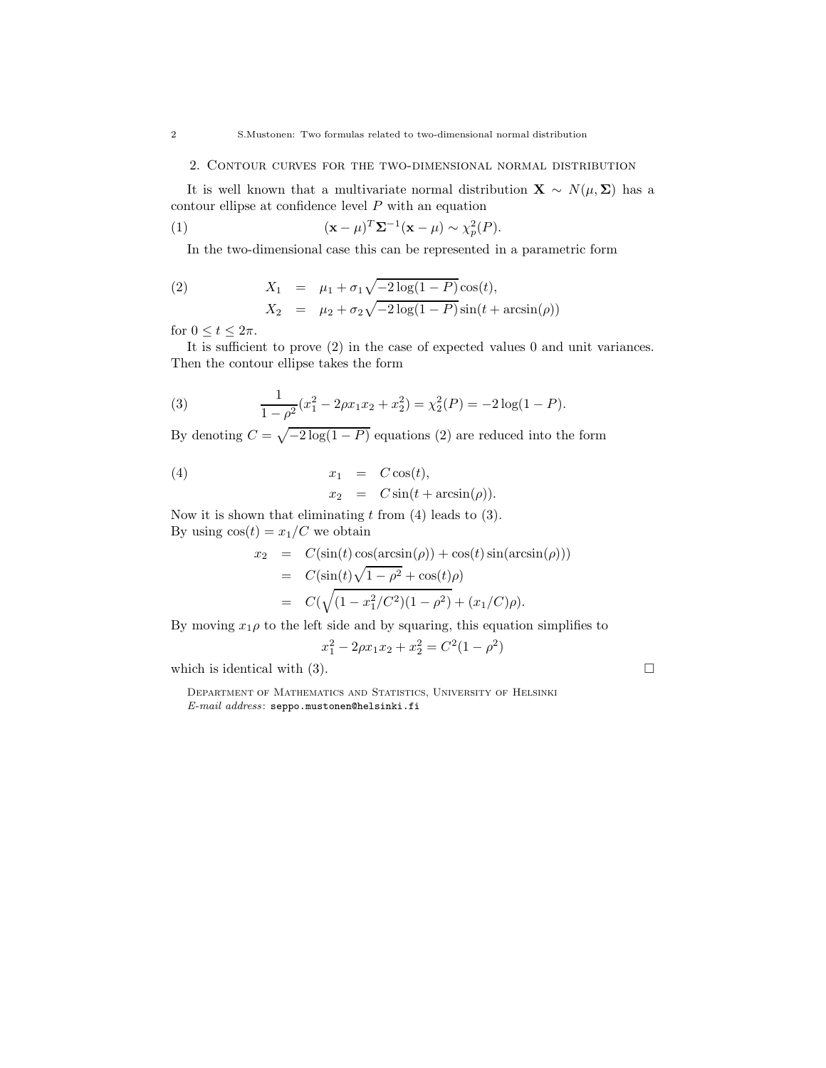## 2. Contour curves for the two-dimensional normal distribution

It is well known that a multivariate normal distribution $\mathbf{X} \sim N(\mu, \mathbf{\Sigma})$ has a contour ellipse at confidence level $P$ with an equation

$$(\mathbf{x} - \mu)^T \mathbf{\Sigma}^{-1} (\mathbf{x} - \mu) \sim \chi_p^2(P). \tag{1}$$

In the two-dimensional case this can be represented in a parametric form

$$\begin{aligned} X_1 &= \mu_1 + \sigma_1 \sqrt{-2\log(1-P)} \cos(t), \\ X_2 &= \mu_2 + \sigma_2 \sqrt{-2\log(1-P)} \sin(t + \arcsin(\rho)) \end{aligned} \tag{2}$$

for $0 \leq t \leq 2\pi$.

It is sufficient to prove (2) in the case of expected values 0 and unit variances. Then the contour ellipse takes the form

$$\frac{1}{1-\rho^2}(x_1^2 - 2\rho x_1 x_2 + x_2^2) = \chi_2^2(P) = -2\log(1-P). \tag{3}$$

By denoting $C = \sqrt{-2\log(1-P)}$ equations (2) are reduced into the form

$$\begin{aligned} x_1 &= C\cos(t), \\ x_2 &= C\sin(t + \arcsin(\rho)). \end{aligned} \tag{4}$$

Now it is shown that eliminating $t$ from (4) leads to (3).
By using $\cos(t) = x_1/C$ we obtain

$$\begin{aligned} x_2 &= C(\sin(t)\cos(\arcsin(\rho)) + \cos(t)\sin(\arcsin(\rho))) \\ &= C(\sin(t)\sqrt{1-\rho^2} + \cos(t)\rho) \\ &= C(\sqrt{(1 - x_1^2/C^2)(1-\rho^2)} + (x_1/C)\rho). \end{aligned}$$

By moving $x_1\rho$ to the left side and by squaring, this equation simplifies to

$$x_1^2 - 2\rho x_1 x_2 + x_2^2 = C^2(1-\rho^2)$$

which is identical with (3). □

Department of Mathematics and Statistics, University of Helsinki
*E-mail address*: seppo.mustonen@helsinki.fi